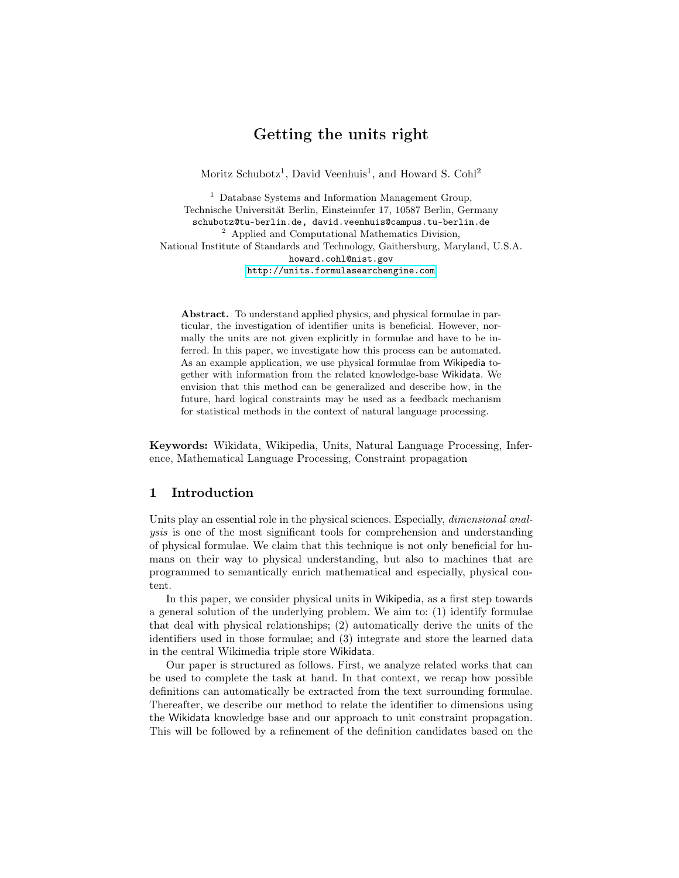# Getting the units right

Moritz Schubotz[1], David Veenhuis[1], and Howard S. Cohl[2]

[1] Database Systems and Information Management Group,
Technische Universität Berlin, Einsteinufer 17, 10587 Berlin, Germany
`schubotz@tu-berlin.de, david.veenhuis@campus.tu-berlin.de`

[2] Applied and Computational Mathematics Division,
National Institute of Standards and Technology, Gaithersburg, Maryland, U.S.A.
`howard.cohl@nist.gov`
http://units.formulasearchengine.com

**Abstract.** To understand applied physics, and physical formulae in particular, the investigation of identifier units is beneficial. However, normally the units are not given explicitly in formulae and have to be inferred. In this paper, we investigate how this process can be automated. As an example application, we use physical formulae from Wikipedia together with information from the related knowledge-base Wikidata. We envision that this method can be generalized and describe how, in the future, hard logical constraints may be used as a feedback mechanism for statistical methods in the context of natural language processing.

**Keywords:** Wikidata, Wikipedia, Units, Natural Language Processing, Inference, Mathematical Language Processing, Constraint propagation

## 1 Introduction

Units play an essential role in the physical sciences. Especially, *dimensional analysis* is one of the most significant tools for comprehension and understanding of physical formulae. We claim that this technique is not only beneficial for humans on their way to physical understanding, but also to machines that are programmed to semantically enrich mathematical and especially, physical content.

In this paper, we consider physical units in Wikipedia, as a first step towards a general solution of the underlying problem. We aim to: (1) identify formulae that deal with physical relationships; (2) automatically derive the units of the identifiers used in those formulae; and (3) integrate and store the learned data in the central Wikimedia triple store Wikidata.

Our paper is structured as follows. First, we analyze related works that can be used to complete the task at hand. In that context, we recap how possible definitions can automatically be extracted from the text surrounding formulae. Thereafter, we describe our method to relate the identifier to dimensions using the Wikidata knowledge base and our approach to unit constraint propagation. This will be followed by a refinement of the definition candidates based on the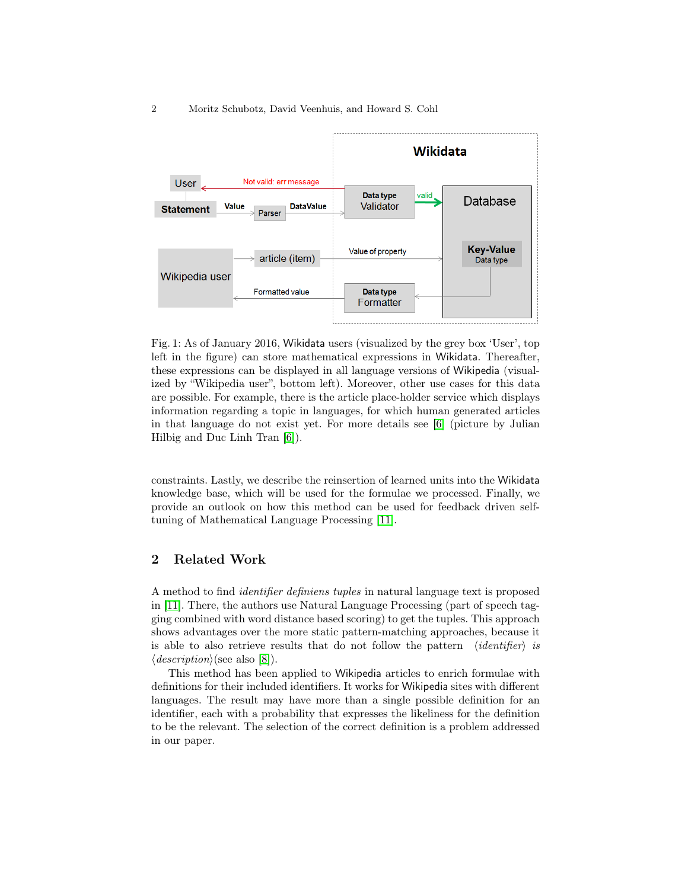Fig. 1: As of January 2016, Wikidata users (visualized by the grey box 'User', top left in the figure) can store mathematical expressions in Wikidata. Thereafter, these expressions can be displayed in all language versions of Wikipedia (visualized by "Wikipedia user", bottom left). Moreover, other use cases for this data are possible. For example, there is the article place-holder service which displays information regarding a topic in languages, for which human generated articles in that language do not exist yet. For more details see [6] (picture by Julian Hilbig and Duc Linh Tran [6]).

constraints. Lastly, we describe the reinsertion of learned units into the Wikidata knowledge base, which will be used for the formulae we processed. Finally, we provide an outlook on how this method can be used for feedback driven self-tuning of Mathematical Language Processing [11].

## 2 Related Work

A method to find *identifier definiens tuples* in natural language text is proposed in [11]. There, the authors use Natural Language Processing (part of speech tagging combined with word distance based scoring) to get the tuples. This approach shows advantages over the more static pattern-matching approaches, because it is able to also retrieve results that do not follow the pattern ⟨*identifier*⟩ *is* ⟨*description*⟩(see also [8]).

This method has been applied to Wikipedia articles to enrich formulae with definitions for their included identifiers. It works for Wikipedia sites with different languages. The result may have more than a single possible definition for an identifier, each with a probability that expresses the likeliness for the definition to be the relevant. The selection of the correct definition is a problem addressed in our paper.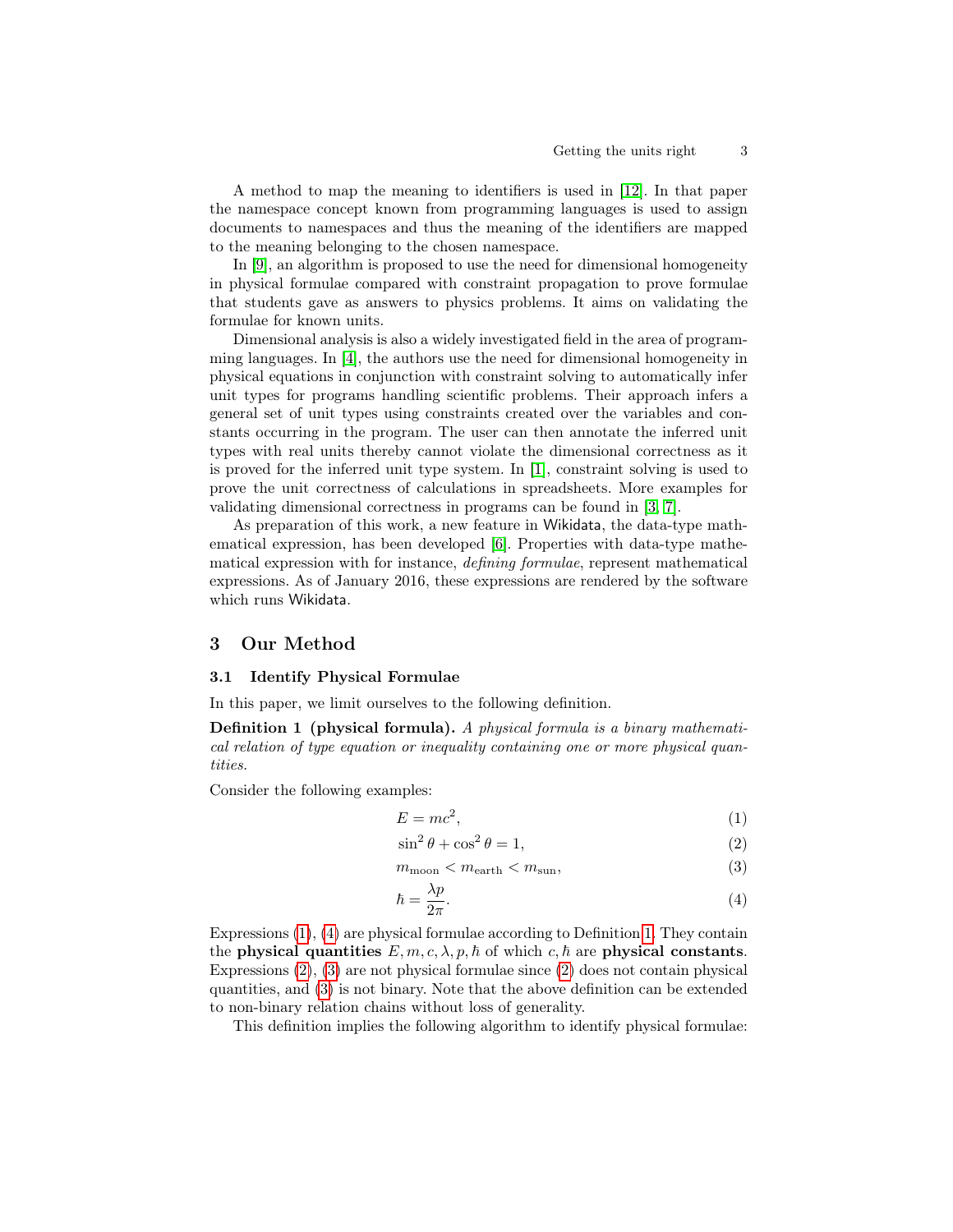A method to map the meaning to identifiers is used in [12]. In that paper the namespace concept known from programming languages is used to assign documents to namespaces and thus the meaning of the identifiers are mapped to the meaning belonging to the chosen namespace.

In [9], an algorithm is proposed to use the need for dimensional homogeneity in physical formulae compared with constraint propagation to prove formulae that students gave as answers to physics problems. It aims on validating the formulae for known units.

Dimensional analysis is also a widely investigated field in the area of programming languages. In [4], the authors use the need for dimensional homogeneity in physical equations in conjunction with constraint solving to automatically infer unit types for programs handling scientific problems. Their approach infers a general set of unit types using constraints created over the variables and constants occurring in the program. The user can then annotate the inferred unit types with real units thereby cannot violate the dimensional correctness as it is proved for the inferred unit type system. In [1], constraint solving is used to prove the unit correctness of calculations in spreadsheets. More examples for validating dimensional correctness in programs can be found in [3, 7].

As preparation of this work, a new feature in Wikidata, the data-type mathematical expression, has been developed [6]. Properties with data-type mathematical expression with for instance, *defining formulae*, represent mathematical expressions. As of January 2016, these expressions are rendered by the software which runs Wikidata.

## 3 Our Method

### 3.1 Identify Physical Formulae

In this paper, we limit ourselves to the following definition.

**Definition 1 (physical formula).** *A physical formula is a binary mathematical relation of type equation or inequality containing one or more physical quantities.*

Consider the following examples:

$$E = mc^2, \tag{1}$$

$$\sin^2\theta + \cos^2\theta = 1, \tag{2}$$

$$m_{\text{moon}} < m_{\text{earth}} < m_{\text{sun}}, \tag{3}$$

$$\hbar = \frac{\lambda p}{2\pi}. \tag{4}$$

Expressions (1), (4) are physical formulae according to Definition 1. They contain the **physical quantities** $E, m, c, \lambda, p, \hbar$ of which $c, \hbar$ are **physical constants**. Expressions (2), (3) are not physical formulae since (2) does not contain physical quantities, and (3) is not binary. Note that the above definition can be extended to non-binary relation chains without loss of generality.

This definition implies the following algorithm to identify physical formulae: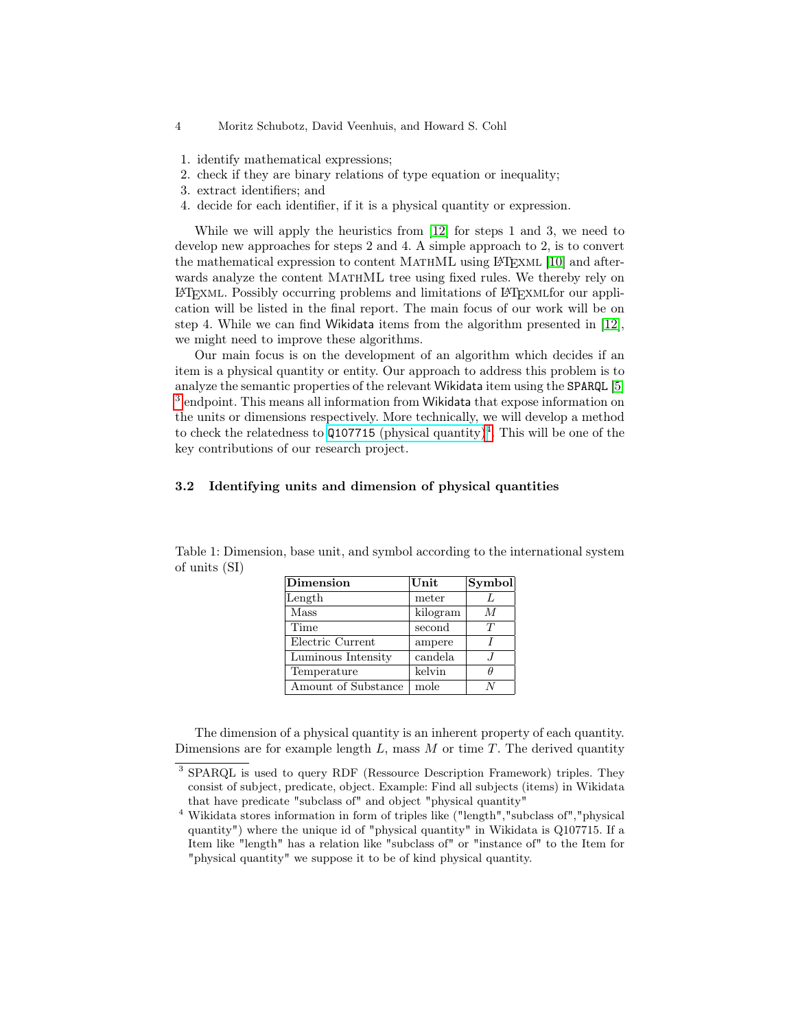1. identify mathematical expressions;
2. check if they are binary relations of type equation or inequality;
3. extract identifiers; and
4. decide for each identifier, if it is a physical quantity or expression.

While we will apply the heuristics from [12] for steps 1 and 3, we need to develop new approaches for steps 2 and 4. A simple approach to 2, is to convert the mathematical expression to content MathML using LaTeXML [10] and afterwards analyze the content MathML tree using fixed rules. We thereby rely on LaTeXML. Possibly occurring problems and limitations of LaTeXMLfor our application will be listed in the final report. The main focus of our work will be on step 4. While we can find Wikidata items from the algorithm presented in [12], we might need to improve these algorithms.

Our main focus is on the development of an algorithm which decides if an item is a physical quantity or entity. Our approach to address this problem is to analyze the semantic properties of the relevant Wikidata item using the SPARQL [5] [3] endpoint. This means all information from Wikidata that expose information on the units or dimensions respectively. More technically, we will develop a method to check the relatedness to Q107715 (physical quantity)[4]. This will be one of the key contributions of our research project.

### 3.2 Identifying units and dimension of physical quantities

Table 1: Dimension, base unit, and symbol according to the international system of units (SI)

| Dimension | Unit | Symbol |
|---|---|---|
| Length | meter | $L$ |
| Mass | kilogram | $M$ |
| Time | second | $T$ |
| Electric Current | ampere | $I$ |
| Luminous Intensity | candela | $J$ |
| Temperature | kelvin | $\theta$ |
| Amount of Substance | mole | $N$ |

The dimension of a physical quantity is an inherent property of each quantity. Dimensions are for example length $L$, mass $M$ or time $T$. The derived quantity

[3] SPARQL is used to query RDF (Ressource Description Framework) triples. They consist of subject, predicate, object. Example: Find all subjects (items) in Wikidata that have predicate "subclass of" and object "physical quantity"

[4] Wikidata stores information in form of triples like ("length","subclass of","physical quantity") where the unique id of "physical quantity" in Wikidata is Q107715. If a Item like "length" has a relation like "subclass of" or "instance of" to the Item for "physical quantity" we suppose it to be of kind physical quantity.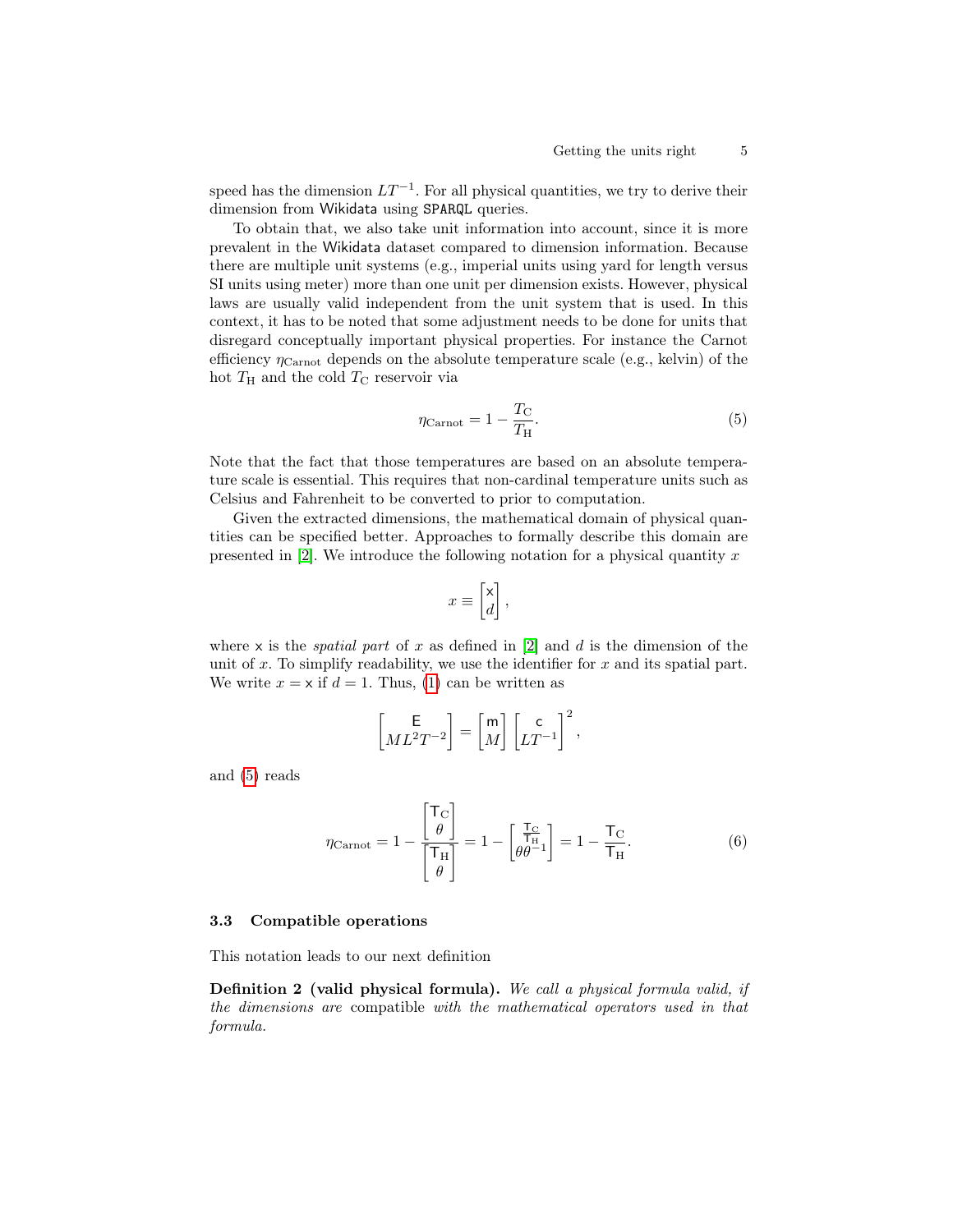speed has the dimension $LT^{-1}$. For all physical quantities, we try to derive their dimension from Wikidata using SPARQL queries.

To obtain that, we also take unit information into account, since it is more prevalent in the Wikidata dataset compared to dimension information. Because there are multiple unit systems (e.g., imperial units using yard for length versus SI units using meter) more than one unit per dimension exists. However, physical laws are usually valid independent from the unit system that is used. In this context, it has to be noted that some adjustment needs to be done for units that disregard conceptually important physical properties. For instance the Carnot efficiency $\eta_{\text{Carnot}}$ depends on the absolute temperature scale (e.g., kelvin) of the hot $T_{\text{H}}$ and the cold $T_{\text{C}}$ reservoir via

$$\eta_{\text{Carnot}} = 1 - \frac{T_{\text{C}}}{T_{\text{H}}}. \tag{5}$$

Note that the fact that those temperatures are based on an absolute temperature scale is essential. This requires that non-cardinal temperature units such as Celsius and Fahrenheit to be converted to prior to computation.

Given the extracted dimensions, the mathematical domain of physical quantities can be specified better. Approaches to formally describe this domain are presented in [2]. We introduce the following notation for a physical quantity $x$

$$x \equiv \begin{bmatrix} \mathsf{x} \\ d \end{bmatrix},$$

where $\mathsf{x}$ is the *spatial part* of $x$ as defined in [2] and $d$ is the dimension of the unit of $x$. To simplify readability, we use the identifier for $x$ and its spatial part. We write $x = \mathsf{x}$ if $d = 1$. Thus, (1) can be written as

$$\begin{bmatrix} \mathsf{E} \\ ML^2T^{-2} \end{bmatrix} = \begin{bmatrix} \mathsf{m} \\ M \end{bmatrix} \begin{bmatrix} \mathsf{c} \\ LT^{-1} \end{bmatrix}^2,$$

and (5) reads

$$\eta_{\text{Carnot}} = 1 - \frac{\begin{bmatrix} \mathsf{T}_{\text{C}} \\ \theta \end{bmatrix}}{\begin{bmatrix} \mathsf{T}_{\text{H}} \\ \theta \end{bmatrix}} = 1 - \begin{bmatrix} \frac{\mathsf{T}_{\text{C}}}{\mathsf{T}_{\text{H}}} \\ \theta\theta^{-1} \end{bmatrix} = 1 - \frac{\mathsf{T}_{\text{C}}}{\mathsf{T}_{\text{H}}}. \tag{6}$$

### 3.3 Compatible operations

This notation leads to our next definition

**Definition 2 (valid physical formula).** *We call a physical formula valid, if the dimensions are* compatible *with the mathematical operators used in that formula.*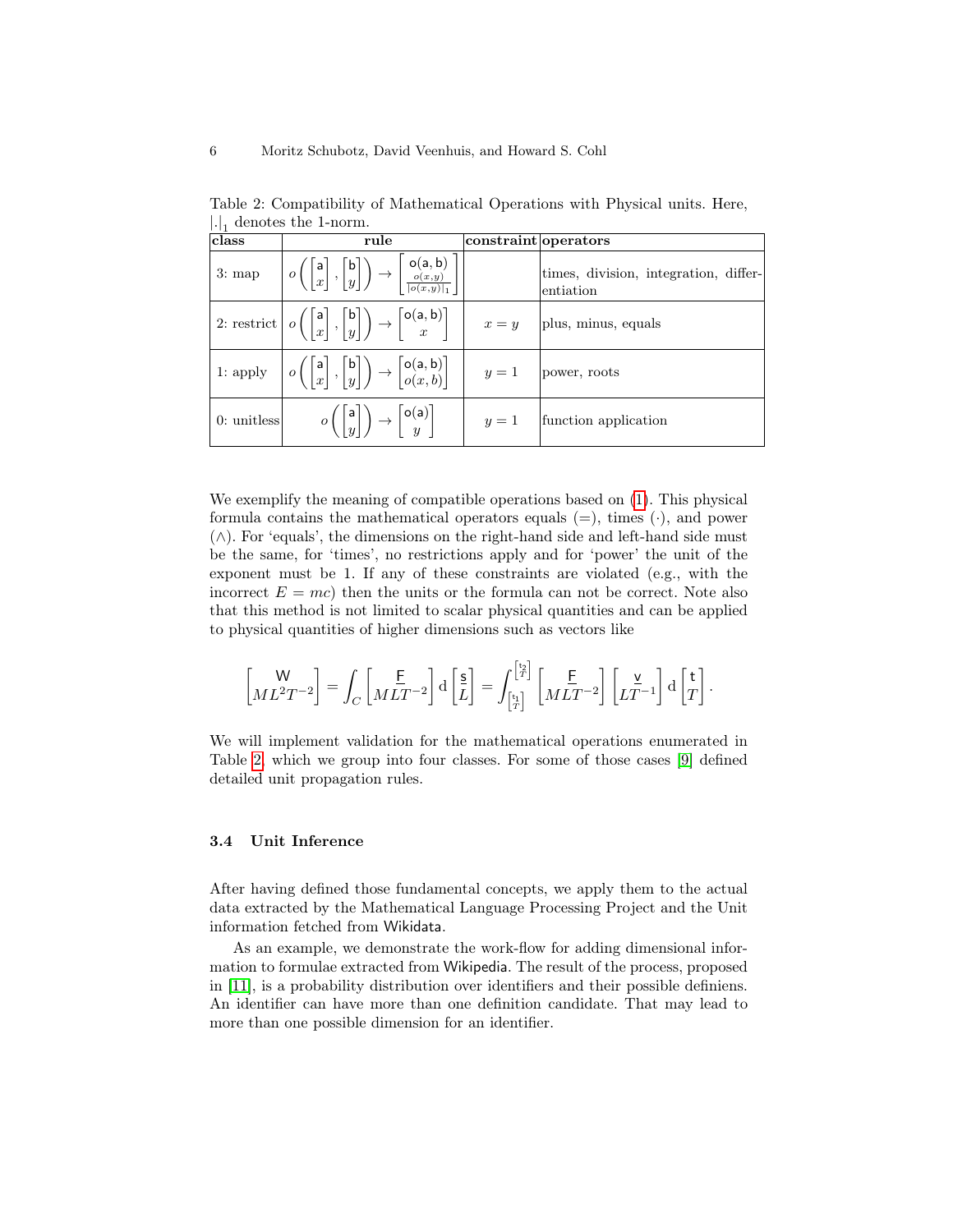Table 2: Compatibility of Mathematical Operations with Physical units. Here, $|.|_1$ denotes the 1-norm.

| class | rule | constraint | operators |
| --- | --- | --- | --- |
| 3: map | $o\left(\begin{bmatrix}\mathsf{a}\\x\end{bmatrix},\begin{bmatrix}\mathsf{b}\\y\end{bmatrix}\right)\rightarrow\begin{bmatrix}\mathsf{o(a,b)}\\\frac{o(x,y)}{\lvert o(x,y)\rvert_1}\end{bmatrix}$ | | times, division, integration, differentiation |
| 2: restrict | $o\left(\begin{bmatrix}\mathsf{a}\\x\end{bmatrix},\begin{bmatrix}\mathsf{b}\\y\end{bmatrix}\right)\rightarrow\begin{bmatrix}\mathsf{o(a,b)}\\x\end{bmatrix}$ | $x=y$ | plus, minus, equals |
| 1: apply | $o\left(\begin{bmatrix}\mathsf{a}\\x\end{bmatrix},\begin{bmatrix}\mathsf{b}\\y\end{bmatrix}\right)\rightarrow\begin{bmatrix}\mathsf{o(a,b)}\\o(x,b)\end{bmatrix}$ | $y=1$ | power, roots |
| 0: unitless | $o\left(\begin{bmatrix}\mathsf{a}\\y\end{bmatrix}\right)\rightarrow\begin{bmatrix}\mathsf{o(a)}\\y\end{bmatrix}$ | $y=1$ | function application |

We exemplify the meaning of compatible operations based on (1). This physical formula contains the mathematical operators equals (=), times ($\cdot$), and power ($\wedge$). For 'equals', the dimensions on the right-hand side and left-hand side must be the same, for 'times', no restrictions apply and for 'power' the unit of the exponent must be 1. If any of these constraints are violated (e.g., with the incorrect $E = mc$) then the units or the formula can not be correct. Note also that this method is not limited to scalar physical quantities and can be applied to physical quantities of higher dimensions such as vectors like

$$\begin{bmatrix}\mathsf{W}\\ML^2T^{-2}\end{bmatrix}=\int_C\begin{bmatrix}\underline{\mathsf{F}}\\MLT^{-2}\end{bmatrix}\mathrm{d}\begin{bmatrix}\underline{\mathsf{s}}\\L\end{bmatrix}=\int_{\begin{bmatrix}\mathsf{t}_1\\T\end{bmatrix}}^{\begin{bmatrix}\mathsf{t}_2\\T\end{bmatrix}}\begin{bmatrix}\underline{\mathsf{F}}\\MLT^{-2}\end{bmatrix}\begin{bmatrix}\underline{\mathsf{v}}\\LT^{-1}\end{bmatrix}\mathrm{d}\begin{bmatrix}\mathsf{t}\\T\end{bmatrix}.$$

We will implement validation for the mathematical operations enumerated in Table 2, which we group into four classes. For some of those cases [9] defined detailed unit propagation rules.

### 3.4 Unit Inference

After having defined those fundamental concepts, we apply them to the actual data extracted by the Mathematical Language Processing Project and the Unit information fetched from Wikidata.

As an example, we demonstrate the work-flow for adding dimensional information to formulae extracted from Wikipedia. The result of the process, proposed in [11], is a probability distribution over identifiers and their possible definiens. An identifier can have more than one definition candidate. That may lead to more than one possible dimension for an identifier.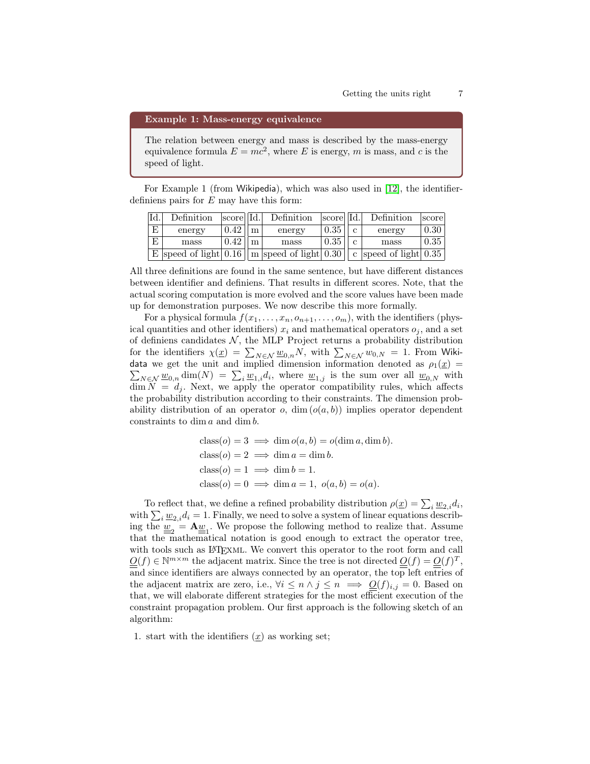**Example 1: Mass-energy equivalence**

The relation between energy and mass is described by the mass-energy equivalence formula $E = mc^2$, where $E$ is energy, $m$ is mass, and $c$ is the speed of light.

For Example 1 (from Wikipedia), which was also used in [12], the identifier-definiens pairs for $E$ may have this form:

| Id. | Definition | score | Id. | Definition | score | Id. | Definition | score |
|---|---|---|---|---|---|---|---|---|
| E | energy | 0.42 | m | energy | 0.35 | c | energy | 0.30 |
| E | mass | 0.42 | m | mass | 0.35 | c | mass | 0.35 |
| E | speed of light | 0.16 | m | speed of light | 0.30 | c | speed of light | 0.35 |

All three definitions are found in the same sentence, but have different distances between identifier and definiens. That results in different scores. Note, that the actual scoring computation is more evolved and the score values have been made up for demonstration purposes. We now describe this more formally.

For a physical formula $f(x_1, \ldots, x_n, o_{n+1}, \ldots, o_m)$, with the identifiers (physical quantities and other identifiers) $x_i$ and mathematical operators $o_j$, and a set of definiens candidates $\mathcal{N}$, the MLP Project returns a probability distribution for the identifiers $\chi(\underline{x}) = \sum_{N \in \mathcal{N}} \underline{w}_{0,n} N$, with $\sum_{N \in \mathcal{N}} w_{0,N} = 1$. From Wikidata we get the unit and implied dimension information denoted as $\rho_1(\underline{x}) = \sum_{N \in \mathcal{N}} \underline{w}_{0,n} \dim(N) = \sum_i \underline{w}_{1,i} d_i$, where $\underline{w}_{1,j}$ is the sum over all $\underline{w}_{0,N}$ with $\dim N = d_j$. Next, we apply the operator compatibility rules, which affects the probability distribution according to their constraints. The dimension probability distribution of an operator $o$, $\dim(o(a,b))$ implies operator dependent constraints to $\dim a$ and $\dim b$.

$$
\begin{aligned}
\text{class}(o) = 3 &\implies \dim o(a,b) = o(\dim a, \dim b). \\
\text{class}(o) = 2 &\implies \dim a = \dim b. \\
\text{class}(o) = 1 &\implies \dim b = 1. \\
\text{class}(o) = 0 &\implies \dim a = 1,\ o(a,b) = o(a).
\end{aligned}
$$

To reflect that, we define a refined probability distribution $\rho(\underline{x}) = \sum_i \underline{w}_{2,i} d_i$, with $\sum_i \underline{w}_{2,i} d_i = 1$. Finally, we need to solve a system of linear equations describing the $\underline{\underline{w}}_2 = \mathbf{A}\underline{\underline{w}}_1$. We propose the following method to realize that. Assume that the mathematical notation is good enough to extract the operator tree, with tools such as LaTeXML. We convert this operator to the root form and call $\underline{\underline{O}}(f) \in \mathbb{N}^{m \times m}$ the adjacent matrix. Since the tree is not directed $\underline{\underline{O}}(f) = \underline{\underline{O}}(f)^T$, and since identifiers are always connected by an operator, the top left entries of the adjacent matrix are zero, i.e., $\forall i \leq n \wedge j \leq n \implies \underline{\underline{O}}(f)_{i,j} = 0$. Based on that, we will elaborate different strategies for the most efficient execution of the constraint propagation problem. Our first approach is the following sketch of an algorithm:

1. start with the identifiers $(\underline{x})$ as working set;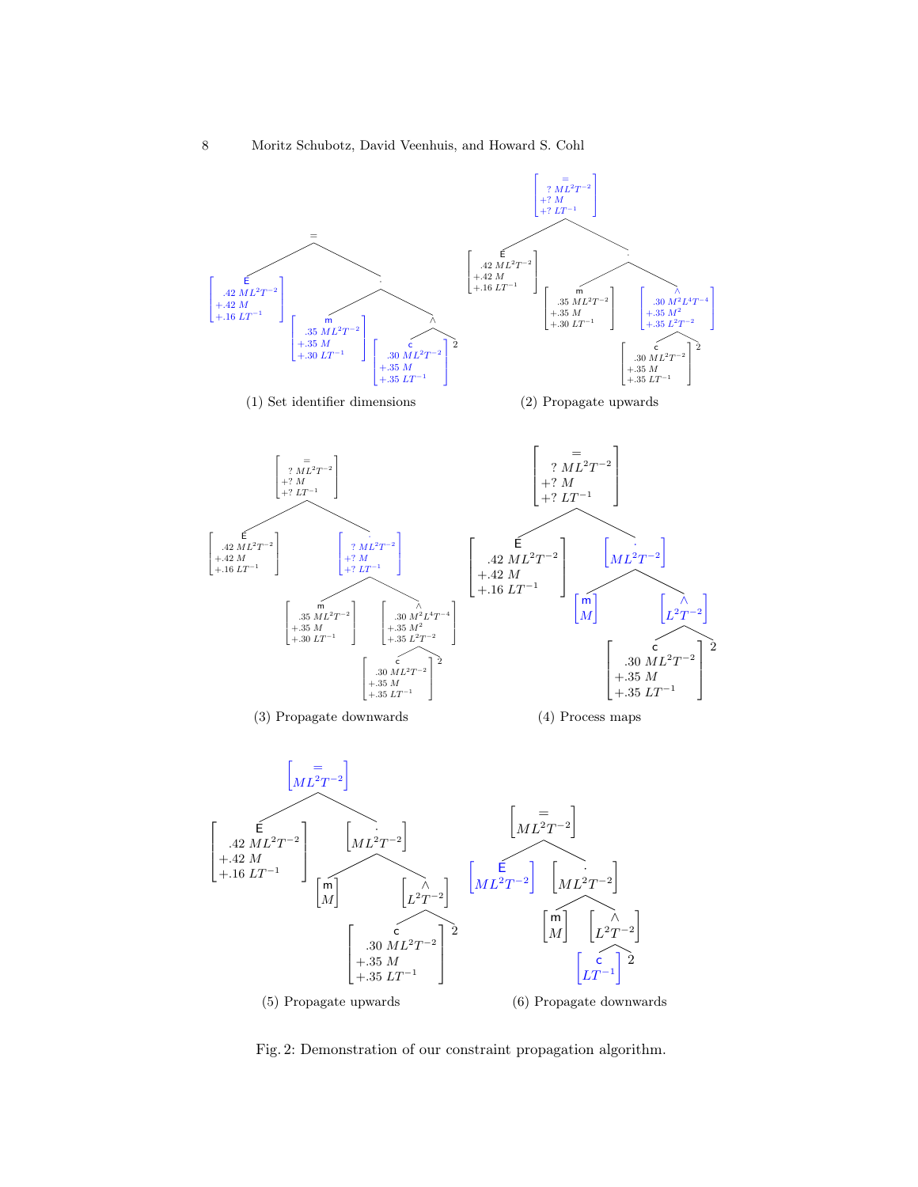(1) Set identifier dimensions

(2) Propagate upwards

(3) Propagate downwards

(4) Process maps

(5) Propagate upwards

(6) Propagate downwards

Fig. 2: Demonstration of our constraint propagation algorithm.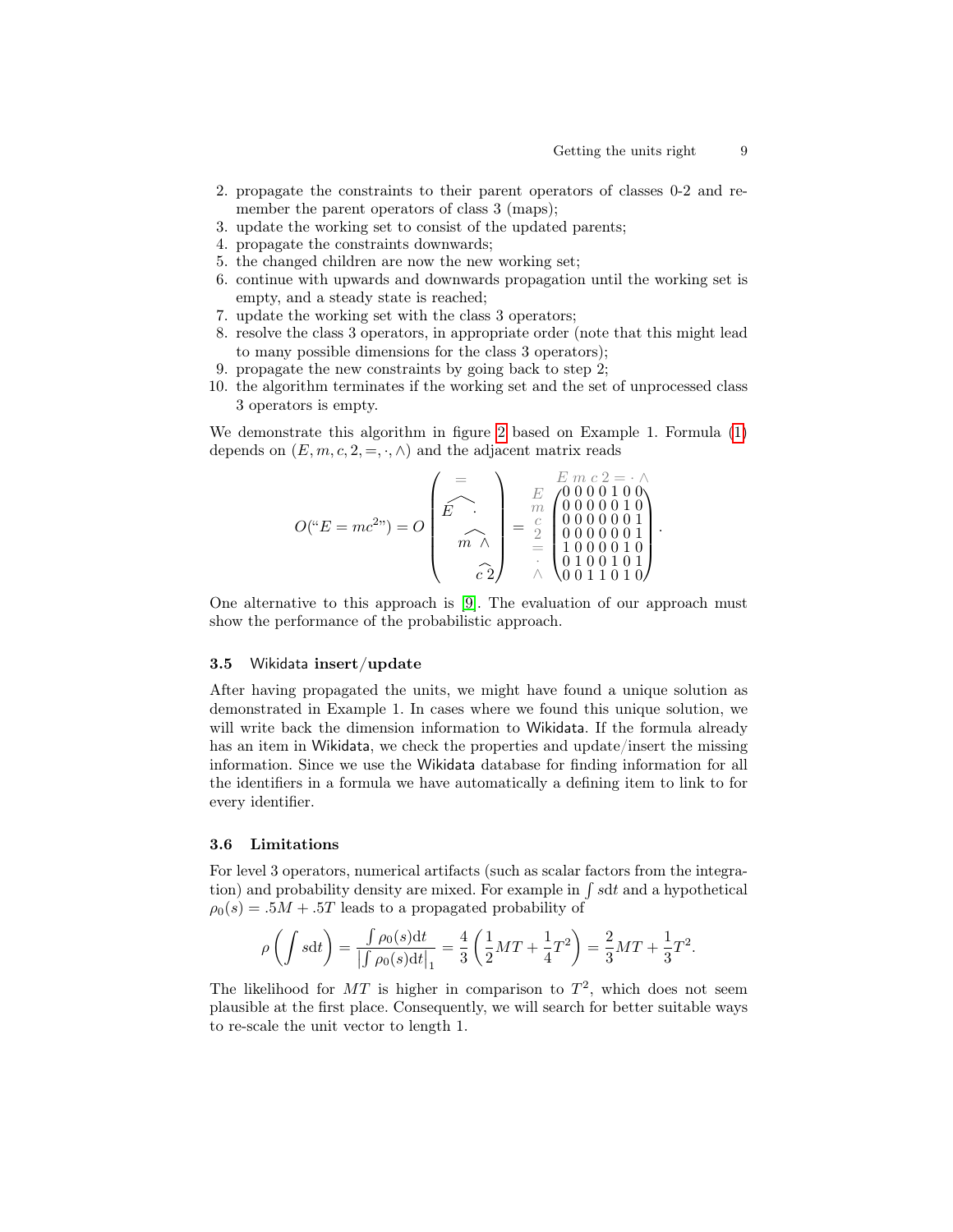2. propagate the constraints to their parent operators of classes 0-2 and remember the parent operators of class 3 (maps);
3. update the working set to consist of the updated parents;
4. propagate the constraints downwards;
5. the changed children are now the new working set;
6. continue with upwards and downwards propagation until the working set is empty, and a steady state is reached;
7. update the working set with the class 3 operators;
8. resolve the class 3 operators, in appropriate order (note that this might lead to many possible dimensions for the class 3 operators);
9. propagate the new constraints by going back to step 2;
10. the algorithm terminates if the working set and the set of unprocessed class 3 operators is empty.

We demonstrate this algorithm in figure 2 based on Example 1. Formula (1) depends on $(E, m, c, 2, =, \cdot, \wedge)$ and the adjacent matrix reads

$$O(\text{“}E = mc^2\text{”}) = O\begin{pmatrix} = \\ \widehat{E \quad \cdot} \\ \widehat{m \ \wedge} \\ \widehat{c\ 2} \end{pmatrix} = \begin{array}{c} \\ E \\ m \\ c \\ 2 \\ = \\ \cdot \\ \wedge \end{array} \begin{array}{c} E\ m\ c\ 2 = \cdot\ \wedge \\ \begin{pmatrix} 0&0&0&0&1&0&0 \\ 0&0&0&0&0&1&0 \\ 0&0&0&0&0&0&1 \\ 0&0&0&0&0&0&1 \\ 1&0&0&0&0&1&0 \\ 0&1&0&0&1&0&1 \\ 0&0&1&1&0&1&0 \end{pmatrix} \end{array}.$$

One alternative to this approach is [9]. The evaluation of our approach must show the performance of the probabilistic approach.

### 3.5 Wikidata insert/update

After having propagated the units, we might have found a unique solution as demonstrated in Example 1. In cases where we found this unique solution, we will write back the dimension information to Wikidata. If the formula already has an item in Wikidata, we check the properties and update/insert the missing information. Since we use the Wikidata database for finding information for all the identifiers in a formula we have automatically a defining item to link to for every identifier.

### 3.6 Limitations

For level 3 operators, numerical artifacts (such as scalar factors from the integration) and probability density are mixed. For example in $\int s\mathrm{d}t$ and a hypothetical $\rho_0(s) = .5M + .5T$ leads to a propagated probability of

$$\rho\left(\int s\mathrm{d}t\right) = \frac{\int \rho_0(s)\mathrm{d}t}{\left|\int \rho_0(s)\mathrm{d}t\right|_1} = \frac{4}{3}\left(\frac{1}{2}MT + \frac{1}{4}T^2\right) = \frac{2}{3}MT + \frac{1}{3}T^2.$$

The likelihood for $MT$ is higher in comparison to $T^2$, which does not seem plausible at the first place. Consequently, we will search for better suitable ways to re-scale the unit vector to length 1.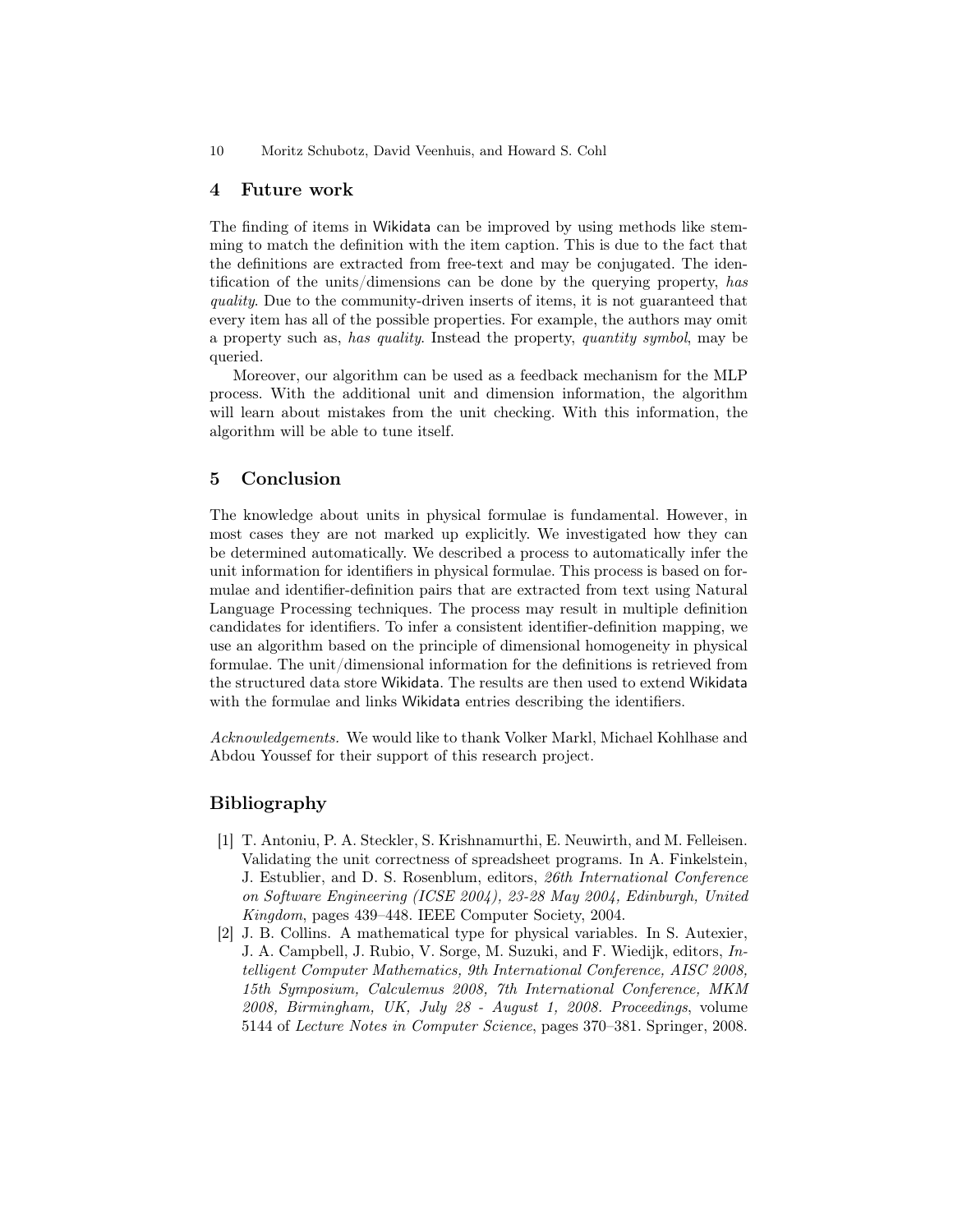## 4 Future work

The finding of items in Wikidata can be improved by using methods like stemming to match the definition with the item caption. This is due to the fact that the definitions are extracted from free-text and may be conjugated. The identification of the units/dimensions can be done by the querying property, *has quality*. Due to the community-driven inserts of items, it is not guaranteed that every item has all of the possible properties. For example, the authors may omit a property such as, *has quality*. Instead the property, *quantity symbol*, may be queried.

Moreover, our algorithm can be used as a feedback mechanism for the MLP process. With the additional unit and dimension information, the algorithm will learn about mistakes from the unit checking. With this information, the algorithm will be able to tune itself.

## 5 Conclusion

The knowledge about units in physical formulae is fundamental. However, in most cases they are not marked up explicitly. We investigated how they can be determined automatically. We described a process to automatically infer the unit information for identifiers in physical formulae. This process is based on formulae and identifier-definition pairs that are extracted from text using Natural Language Processing techniques. The process may result in multiple definition candidates for identifiers. To infer a consistent identifier-definition mapping, we use an algorithm based on the principle of dimensional homogeneity in physical formulae. The unit/dimensional information for the definitions is retrieved from the structured data store Wikidata. The results are then used to extend Wikidata with the formulae and links Wikidata entries describing the identifiers.

*Acknowledgements.* We would like to thank Volker Markl, Michael Kohlhase and Abdou Youssef for their support of this research project.

## Bibliography

[1] T. Antoniu, P. A. Steckler, S. Krishnamurthi, E. Neuwirth, and M. Felleisen. Validating the unit correctness of spreadsheet programs. In A. Finkelstein, J. Estublier, and D. S. Rosenblum, editors, *26th International Conference on Software Engineering (ICSE 2004), 23-28 May 2004, Edinburgh, United Kingdom*, pages 439–448. IEEE Computer Society, 2004.

[2] J. B. Collins. A mathematical type for physical variables. In S. Autexier, J. A. Campbell, J. Rubio, V. Sorge, M. Suzuki, and F. Wiedijk, editors, *Intelligent Computer Mathematics, 9th International Conference, AISC 2008, 15th Symposium, Calculemus 2008, 7th International Conference, MKM 2008, Birmingham, UK, July 28 - August 1, 2008. Proceedings*, volume 5144 of *Lecture Notes in Computer Science*, pages 370–381. Springer, 2008.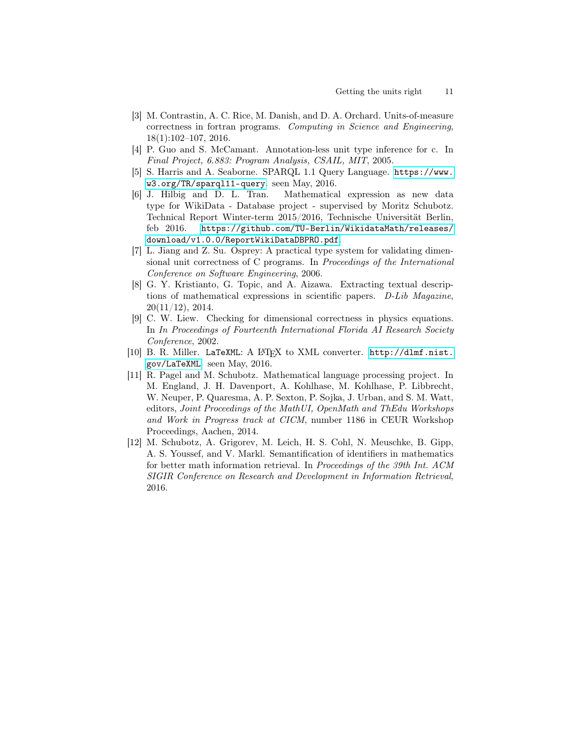[3] M. Contrastin, A. C. Rice, M. Danish, and D. A. Orchard. Units-of-measure correctness in fortran programs. *Computing in Science and Engineering*, 18(1):102–107, 2016.

[4] P. Guo and S. McCamant. Annotation-less unit type inference for c. In *Final Project, 6.883: Program Analysis, CSAIL, MIT*, 2005.

[5] S. Harris and A. Seaborne. SPARQL 1.1 Query Language. `https://www.w3.org/TR/sparql11-query`, seen May, 2016.

[6] J. Hilbig and D. L. Tran. Mathematical expression as new data type for WikiData - Database project - supervised by Moritz Schubotz. Technical Report Winter-term 2015/2016, Technische Universität Berlin, feb 2016. `https://github.com/TU-Berlin/WikidataMath/releases/download/v1.0.0/ReportWikiDataDBPRO.pdf`.

[7] L. Jiang and Z. Su. Osprey: A practical type system for validating dimensional unit correctness of C programs. In *Proceedings of the International Conference on Software Engineering*, 2006.

[8] G. Y. Kristianto, G. Topic, and A. Aizawa. Extracting textual descriptions of mathematical expressions in scientific papers. *D-Lib Magazine*, 20(11/12), 2014.

[9] C. W. Liew. Checking for dimensional correctness in physics equations. In *In Proceedings of Fourteenth International Florida AI Research Society Conference*, 2002.

[10] B. R. Miller. `LaTeXML`: A LaTeX to XML converter. `http://dlmf.nist.gov/LaTeXML`, seen May, 2016.

[11] R. Pagel and M. Schubotz. Mathematical language processing project. In M. England, J. H. Davenport, A. Kohlhase, M. Kohlhase, P. Libbrecht, W. Neuper, P. Quaresma, A. P. Sexton, P. Sojka, J. Urban, and S. M. Watt, editors, *Joint Proceedings of the MathUI, OpenMath and ThEdu Workshops and Work in Progress track at CICM*, number 1186 in CEUR Workshop Proceedings, Aachen, 2014.

[12] M. Schubotz, A. Grigorev, M. Leich, H. S. Cohl, N. Meuschke, B. Gipp, A. S. Youssef, and V. Markl. Semantification of identifiers in mathematics for better math information retrieval. In *Proceedings of the 39th Int. ACM SIGIR Conference on Research and Development in Information Retrieval*, 2016.